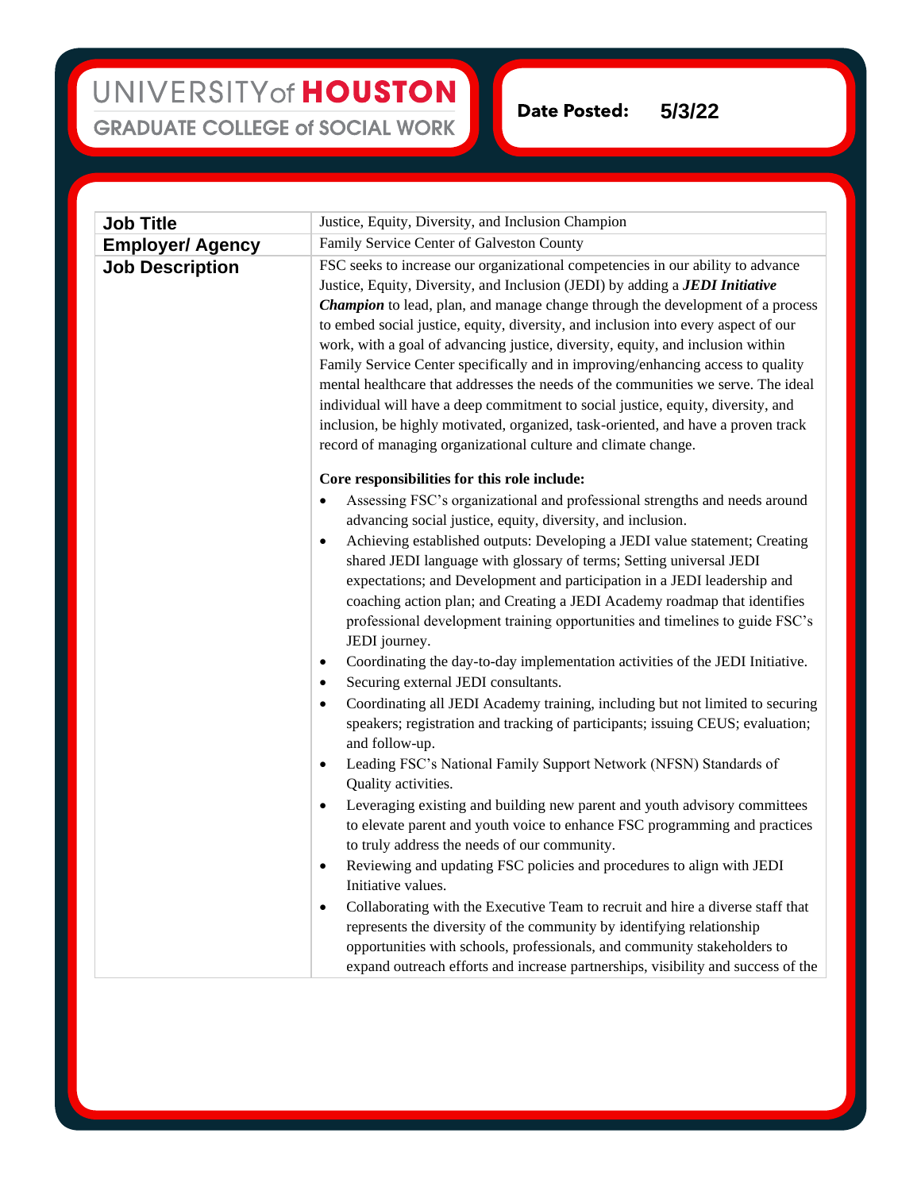UNIVERSITY of HOUSTON
GRADUATE COLLEGE of SOCIAL WORK

**Date Posted:** 5/3/22

| **Job Title** | Justice, Equity, Diversity, and Inclusion Champion |
|---|---|
| **Employer/ Agency** | Family Service Center of Galveston County |
| **Job Description** | FSC seeks to increase our organizational competencies in our ability to advance Justice, Equity, Diversity, and Inclusion (JEDI) by adding a ***JEDI Initiative Champion*** to lead, plan, and manage change through the development of a process to embed social justice, equity, diversity, and inclusion into every aspect of our work, with a goal of advancing justice, diversity, equity, and inclusion within Family Service Center specifically and in improving/enhancing access to quality mental healthcare that addresses the needs of the communities we serve. The ideal individual will have a deep commitment to social justice, equity, diversity, and inclusion, be highly motivated, organized, task-oriented, and have a proven track record of managing organizational culture and climate change.<br><br>**Core responsibilities for this role include:**<br>• Assessing FSC's organizational and professional strengths and needs around advancing social justice, equity, diversity, and inclusion.<br>• Achieving established outputs: Developing a JEDI value statement; Creating shared JEDI language with glossary of terms; Setting universal JEDI expectations; and Development and participation in a JEDI leadership and coaching action plan; and Creating a JEDI Academy roadmap that identifies professional development training opportunities and timelines to guide FSC's JEDI journey.<br>• Coordinating the day-to-day implementation activities of the JEDI Initiative.<br>• Securing external JEDI consultants.<br>• Coordinating all JEDI Academy training, including but not limited to securing speakers; registration and tracking of participants; issuing CEUS; evaluation; and follow-up.<br>• Leading FSC's National Family Support Network (NFSN) Standards of Quality activities.<br>• Leveraging existing and building new parent and youth advisory committees to elevate parent and youth voice to enhance FSC programming and practices to truly address the needs of our community.<br>• Reviewing and updating FSC policies and procedures to align with JEDI Initiative values.<br>• Collaborating with the Executive Team to recruit and hire a diverse staff that represents the diversity of the community by identifying relationship opportunities with schools, professionals, and community stakeholders to expand outreach efforts and increase partnerships, visibility and success of the |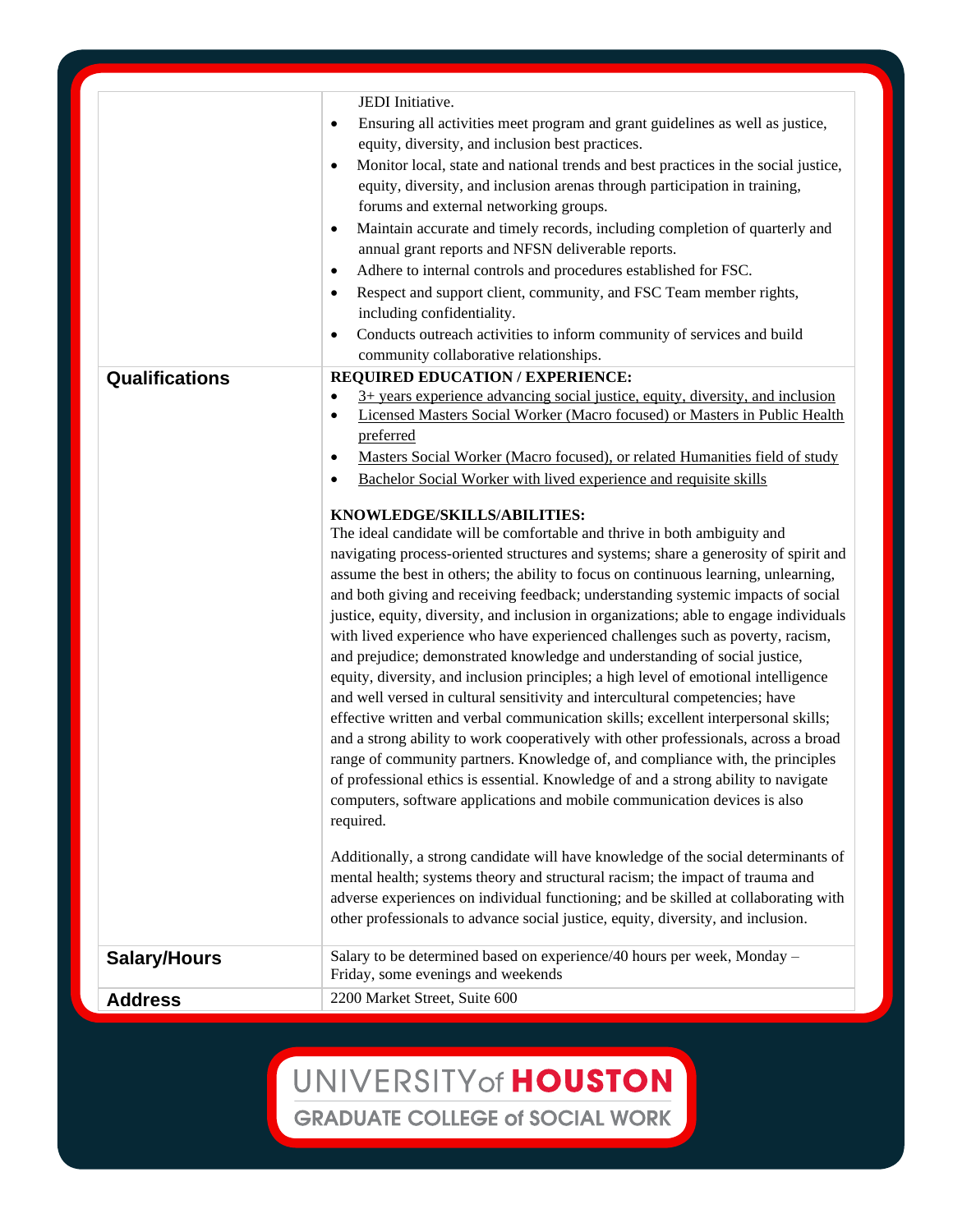| | |
|---|---|
| | JEDI Initiative.<br>• Ensuring all activities meet program and grant guidelines as well as justice, equity, diversity, and inclusion best practices.<br>• Monitor local, state and national trends and best practices in the social justice, equity, diversity, and inclusion arenas through participation in training, forums and external networking groups.<br>• Maintain accurate and timely records, including completion of quarterly and annual grant reports and NFSN deliverable reports.<br>• Adhere to internal controls and procedures established for FSC.<br>• Respect and support client, community, and FSC Team member rights, including confidentiality.<br>• Conducts outreach activities to inform community of services and build community collaborative relationships. |
| **Qualifications** | **REQUIRED EDUCATION / EXPERIENCE:**<br>• 3+ years experience advancing social justice, equity, diversity, and inclusion<br>• Licensed Masters Social Worker (Macro focused) or Masters in Public Health preferred<br>• Masters Social Worker (Macro focused), or related Humanities field of study<br>• Bachelor Social Worker with lived experience and requisite skills<br><br>**KNOWLEDGE/SKILLS/ABILITIES:**<br>The ideal candidate will be comfortable and thrive in both ambiguity and navigating process-oriented structures and systems; share a generosity of spirit and assume the best in others; the ability to focus on continuous learning, unlearning, and both giving and receiving feedback; understanding systemic impacts of social justice, equity, diversity, and inclusion in organizations; able to engage individuals with lived experience who have experienced challenges such as poverty, racism, and prejudice; demonstrated knowledge and understanding of social justice, equity, diversity, and inclusion principles; a high level of emotional intelligence and well versed in cultural sensitivity and intercultural competencies; have effective written and verbal communication skills; excellent interpersonal skills; and a strong ability to work cooperatively with other professionals, across a broad range of community partners. Knowledge of, and compliance with, the principles of professional ethics is essential. Knowledge of and a strong ability to navigate computers, software applications and mobile communication devices is also required.<br><br>Additionally, a strong candidate will have knowledge of the social determinants of mental health; systems theory and structural racism; the impact of trauma and adverse experiences on individual functioning; and be skilled at collaborating with other professionals to advance social justice, equity, diversity, and inclusion. |
| **Salary/Hours** | Salary to be determined based on experience/40 hours per week, Monday – Friday, some evenings and weekends |
| **Address** | 2200 Market Street, Suite 600 |

UNIVERSITY of HOUSTON
GRADUATE COLLEGE of SOCIAL WORK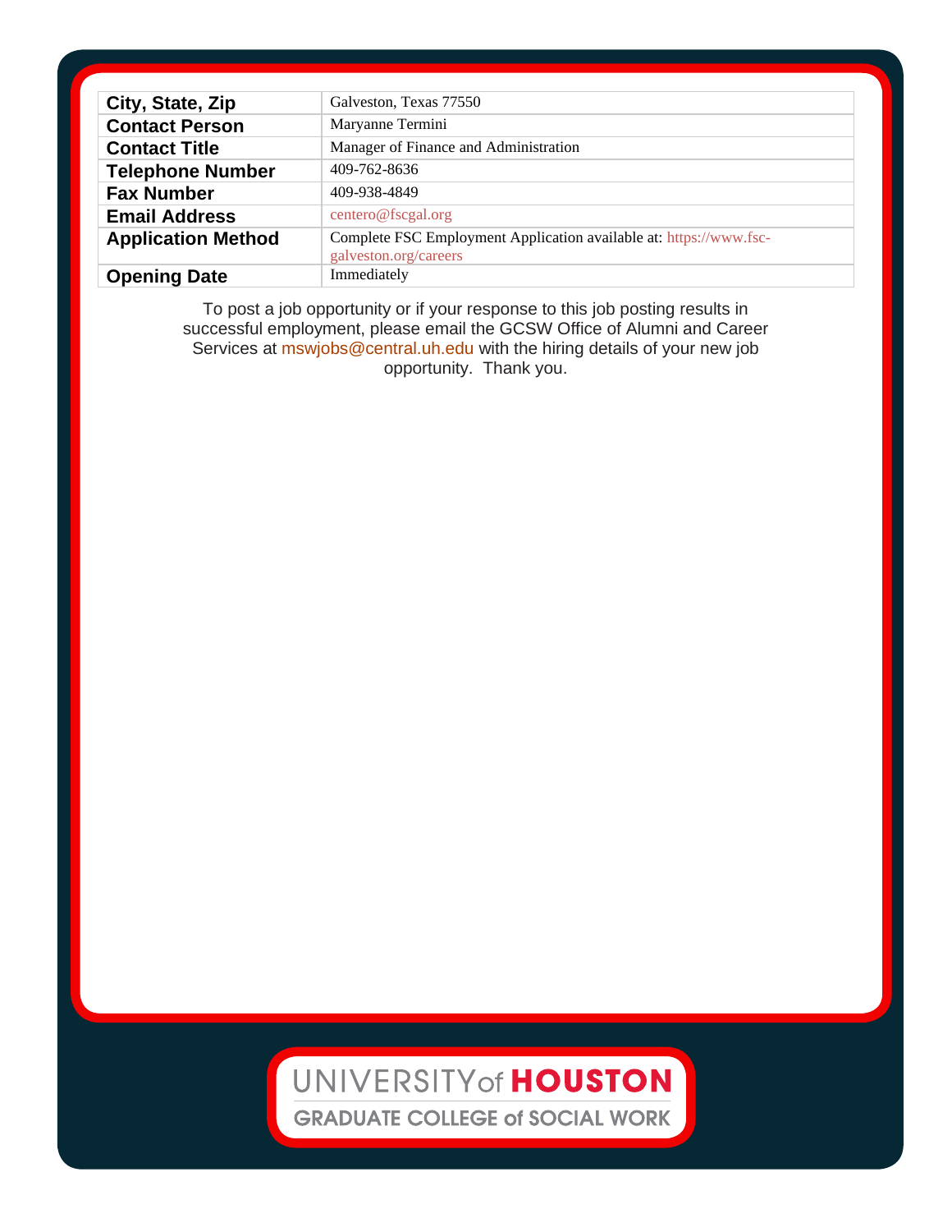| | |
|---|---|
| **City, State, Zip** | Galveston, Texas 77550 |
| **Contact Person** | Maryanne Termini |
| **Contact Title** | Manager of Finance and Administration |
| **Telephone Number** | 409-762-8636 |
| **Fax Number** | 409-938-4849 |
| **Email Address** | centero@fscgal.org |
| **Application Method** | Complete FSC Employment Application available at: https://www.fsc-galveston.org/careers |
| **Opening Date** | Immediately |

To post a job opportunity or if your response to this job posting results in successful employment, please email the GCSW Office of Alumni and Career Services at mswjobs@central.uh.edu with the hiring details of your new job opportunity. Thank you.

UNIVERSITY of HOUSTON
GRADUATE COLLEGE of SOCIAL WORK